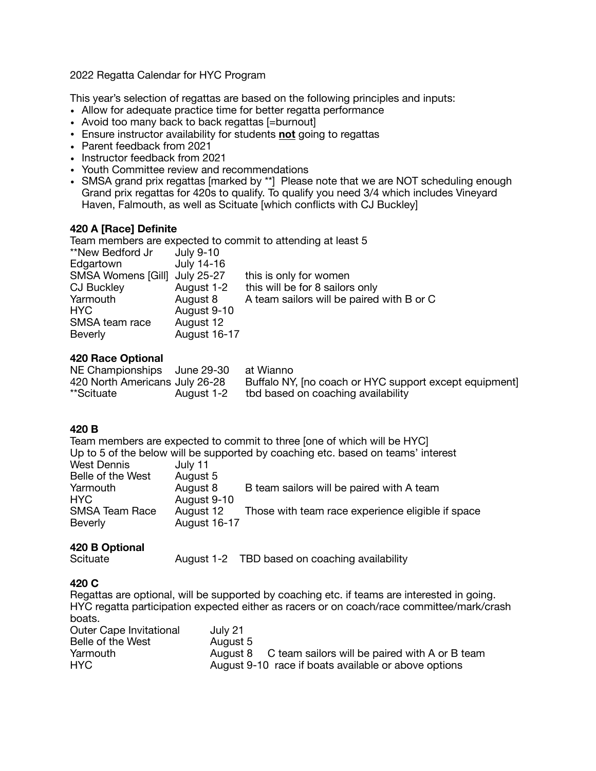2022 Regatta Calendar for HYC Program

This year's selection of regattas are based on the following principles and inputs:

- Allow for adequate practice time for better regatta performance
- Avoid too many back to back regattas [=burnout]
- Ensure instructor availability for students **not** going to regattas
- Parent feedback from 2021
- Instructor feedback from 2021
- Youth Committee review and recommendations
- SMSA grand prix regattas [marked by **] Please note that we are NOT scheduling enough Grand prix regattas for 420s to qualify. To qualify you need 3/4 which includes Vineyard Haven, Falmouth, as well as Scituate [which conflicts with CJ Buckley]

**420 A [Race] Definite**

Team members are expected to commit to attending at least 5

| | | |
|---|---|---|
| **New Bedford Jr | July 9-10 | |
| Edgartown | July 14-16 | |
| SMSA Womens [Gill] | July 25-27 | this is only for women |
| CJ Buckley | August 1-2 | this will be for 8 sailors only |
| Yarmouth | August 8 | A team sailors will be paired with B or C |
| HYC | August 9-10 | |
| SMSA team race | August 12 | |
| Beverly | August 16-17 | |

**420 Race Optional**

| | | |
|---|---|---|
| NE Championships | June 29-30 | at Wianno |
| 420 North Americans | July 26-28 | Buffalo NY, [no coach or HYC support except equipment] |
| **Scituate | August 1-2 | tbd based on coaching availability |

**420 B**

Team members are expected to commit to three [one of which will be HYC]
Up to 5 of the below will be supported by coaching etc. based on teams' interest

| | | |
|---|---|---|
| West Dennis | July 11 | |
| Belle of the West | August 5 | |
| Yarmouth | August 8 | B team sailors will be paired with A team |
| HYC | August 9-10 | |
| SMSA Team Race | August 12 | Those with team race experience eligible if space |
| Beverly | August 16-17 | |

**420 B Optional**

| | | |
|---|---|---|
| Scituate | August 1-2 | TBD based on coaching availability |

**420 C**

Regattas are optional, will be supported by coaching etc. if teams are interested in going.
HYC regatta participation expected either as racers or on coach/race committee/mark/crash boats.

| | | |
|---|---|---|
| Outer Cape Invitational | July 21 | |
| Belle of the West | August 5 | |
| Yarmouth | August 8 | C team sailors will be paired with A or B team |
| HYC | August 9-10 | race if boats available or above options |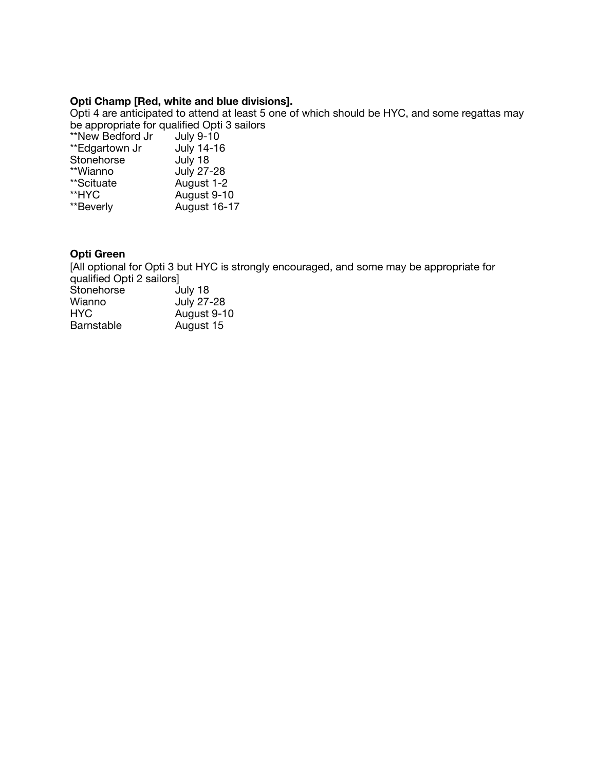**Opti Champ [Red, white and blue divisions].**
Opti 4 are anticipated to attend at least 5 one of which should be HYC, and some regattas may be appropriate for qualified Opti 3 sailors

| | |
|---|---|
| **New Bedford Jr | July 9-10 |
| **Edgartown Jr | July 14-16 |
| Stonehorse | July 18 |
| **Wianno | July 27-28 |
| **Scituate | August 1-2 |
| **HYC | August 9-10 |
| **Beverly | August 16-17 |

**Opti Green**
[All optional for Opti 3 but HYC is strongly encouraged, and some may be appropriate for qualified Opti 2 sailors]

| | |
|---|---|
| Stonehorse | July 18 |
| Wianno | July 27-28 |
| HYC | August 9-10 |
| Barnstable | August 15 |